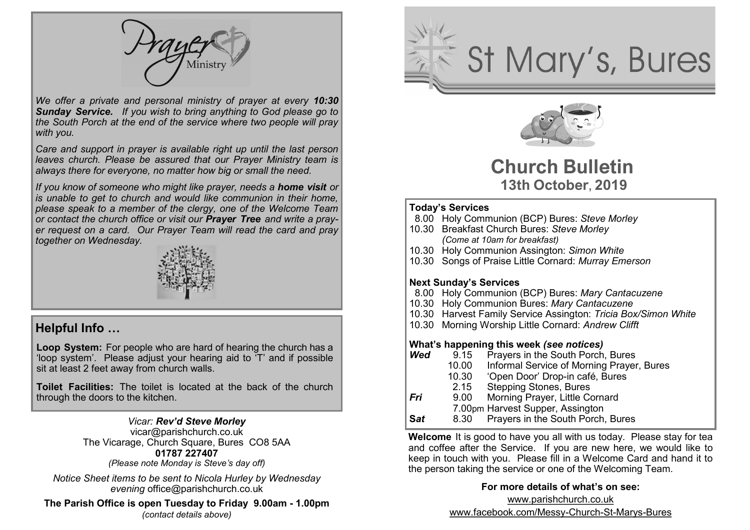# Prayer Ministry

*We offer a private and personal ministry of prayer at every **10:30 Sunday Service.** If you wish to bring anything to God please go to the South Porch at the end of the service where two people will pray with you.*

*Care and support in prayer is available right up until the last person leaves church. Please be assured that our Prayer Ministry team is always there for everyone, no matter how big or small the need.*

*If you know of someone who might like prayer, needs a **home visit** or is unable to get to church and would like communion in their home, please speak to a member of the clergy, one of the Welcome Team or contact the church office or visit our **Prayer Tree** and write a prayer request on a card. Our Prayer Team will read the card and pray together on Wednesday.*

## Helpful Info …

**Loop System:** For people who are hard of hearing the church has a 'loop system'. Please adjust your hearing aid to 'T' and if possible sit at least 2 feet away from church walls.

**Toilet Facilities:** The toilet is located at the back of the church through the doors to the kitchen.

*Vicar: **Rev'd Steve Morley***
vicar@parishchurch.co.uk
The Vicarage, Church Square, Bures CO8 5AA
**01787 227407**
*(Please note Monday is Steve's day off)*

*Notice Sheet items to be sent to Nicola Hurley by Wednesday evening* office@parishchurch.co.uk

**The Parish Office is open Tuesday to Friday 9.00am - 1.00pm**
*(contact details above)*

# St Mary's, Bures

# Church Bulletin
## 13th October, 2019

**Today's Services**

- 8.00 Holy Communion (BCP) Bures: *Steve Morley*
- 10.30 Breakfast Church Bures: *Steve Morley*
  *(Come at 10am for breakfast)*
- 10.30 Holy Communion Assington: *Simon White*
- 10.30 Songs of Praise Little Cornard: *Murray Emerson*

**Next Sunday's Services**

- 8.00 Holy Communion (BCP) Bures: *Mary Cantacuzene*
- 10.30 Holy Communion Bures: *Mary Cantacuzene*
- 10.30 Harvest Family Service Assington: *Tricia Box/Simon White*
- 10.30 Morning Worship Little Cornard: *Andrew Clifft*

**What's happening this week *(see notices)***

| | | |
|---|---|---|
| ***Wed*** | 9.15 | Prayers in the South Porch, Bures |
| | 10.00 | Informal Service of Morning Prayer, Bures |
| | 10.30 | 'Open Door' Drop-in café, Bures |
| | 2.15 | Stepping Stones, Bures |
| ***Fri*** | 9.00 | Morning Prayer, Little Cornard |
| | 7.00pm | Harvest Supper, Assington |
| ***Sat*** | 8.30 | Prayers in the South Porch, Bures |

**Welcome** It is good to have you all with us today. Please stay for tea and coffee after the Service. If you are new here, we would like to keep in touch with you. Please fill in a Welcome Card and hand it to the person taking the service or one of the Welcoming Team.

**For more details of what's on see:**

www.parishchurch.co.uk

www.facebook.com/Messy-Church-St-Marys-Bures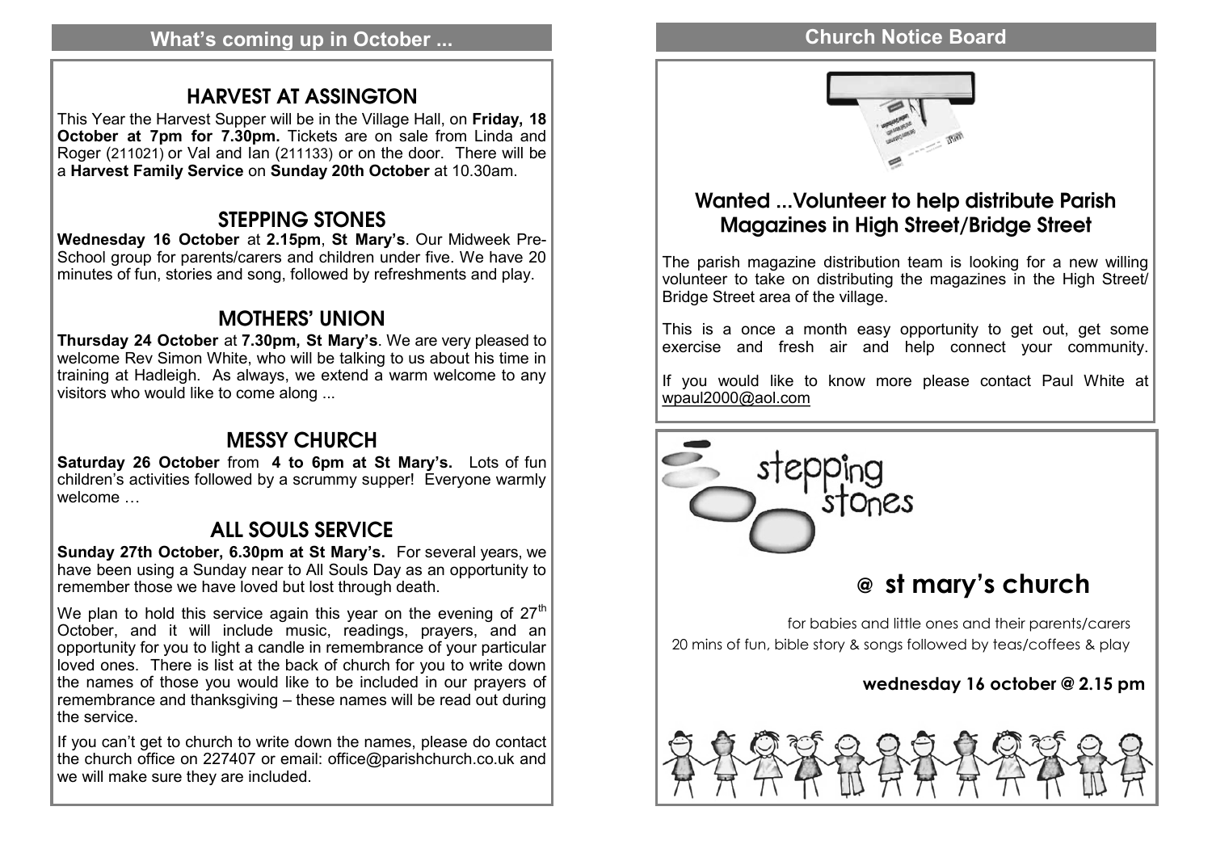## What's coming up in October ...

### HARVEST AT ASSINGTON

This Year the Harvest Supper will be in the Village Hall, on **Friday, 18 October at 7pm for 7.30pm.** Tickets are on sale from Linda and Roger (211021) or Val and Ian (211133) or on the door. There will be a **Harvest Family Service** on **Sunday 20th October** at 10.30am.

### STEPPING STONES

**Wednesday 16 October** at **2.15pm**, **St Mary's**. Our Midweek Pre-School group for parents/carers and children under five. We have 20 minutes of fun, stories and song, followed by refreshments and play.

### MOTHERS' UNION

**Thursday 24 October** at **7.30pm, St Mary's**. We are very pleased to welcome Rev Simon White, who will be talking to us about his time in training at Hadleigh. As always, we extend a warm welcome to any visitors who would like to come along ...

### MESSY CHURCH

**Saturday 26 October** from **4 to 6pm at St Mary's.** Lots of fun children's activities followed by a scrummy supper! Everyone warmly welcome …

### ALL SOULS SERVICE

**Sunday 27th October, 6.30pm at St Mary's.** For several years, we have been using a Sunday near to All Souls Day as an opportunity to remember those we have loved but lost through death.

We plan to hold this service again this year on the evening of 27th October, and it will include music, readings, prayers, and an opportunity for you to light a candle in remembrance of your particular loved ones. There is list at the back of church for you to write down the names of those you would like to be included in our prayers of remembrance and thanksgiving – these names will be read out during the service.

If you can't get to church to write down the names, please do contact the church office on 227407 or email: office@parishchurch.co.uk and we will make sure they are included.

## Church Notice Board

### Wanted ...Volunteer to help distribute Parish Magazines in High Street/Bridge Street

The parish magazine distribution team is looking for a new willing volunteer to take on distributing the magazines in the High Street/ Bridge Street area of the village.

This is a once a month easy opportunity to get out, get some exercise and fresh air and help connect your community.

If you would like to know more please contact Paul White at wpaul2000@aol.com

stepping stones

### @ st mary's church

for babies and little ones and their parents/carers
20 mins of fun, bible story & songs followed by teas/coffees & play

**wednesday 16 october @ 2.15 pm**